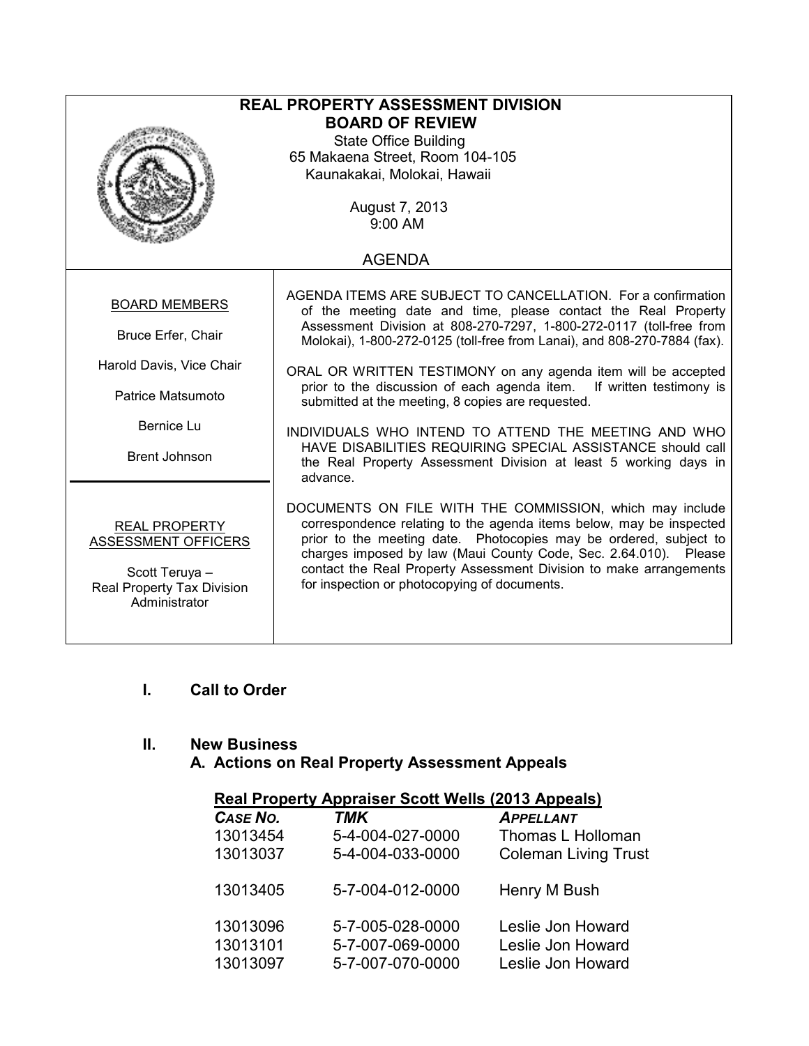# REAL PROPERTY ASSESSMENT DIVISION
## BOARD OF REVIEW

State Office Building
65 Makaena Street, Room 104-105
Kaunakakai, Molokai, Hawaii

August 7, 2013
9:00 AM

AGENDA

| BOARD MEMBERS | |
|---|---|
| Bruce Erfer, Chair<br>Harold Davis, Vice Chair<br>Patrice Matsumoto<br>Bernice Lu<br>Brent Johnson | AGENDA ITEMS ARE SUBJECT TO CANCELLATION. For a confirmation of the meeting date and time, please contact the Real Property Assessment Division at 808-270-7297, 1-800-272-0117 (toll-free from Molokai), 1-800-272-0125 (toll-free from Lanai), and 808-270-7884 (fax).<br><br>ORAL OR WRITTEN TESTIMONY on any agenda item will be accepted prior to the discussion of each agenda item. If written testimony is submitted at the meeting, 8 copies are requested.<br><br>INDIVIDUALS WHO INTEND TO ATTEND THE MEETING AND WHO HAVE DISABILITIES REQUIRING SPECIAL ASSISTANCE should call the Real Property Assessment Division at least 5 working days in advance. |
| REAL PROPERTY ASSESSMENT OFFICERS<br><br>Scott Teruya – Real Property Tax Division Administrator | DOCUMENTS ON FILE WITH THE COMMISSION, which may include correspondence relating to the agenda items below, may be inspected prior to the meeting date. Photocopies may be ordered, subject to charges imposed by law (Maui County Code, Sec. 2.64.010). Please contact the Real Property Assessment Division to make arrangements for inspection or photocopying of documents. |

**I. Call to Order**

**II. New Business**

**A. Actions on Real Property Assessment Appeals**

**Real Property Appraiser Scott Wells (2013 Appeals)**

| *CASE NO.* | *TMK* | *APPELLANT* |
|---|---|---|
| 13013454 | 5-4-004-027-0000 | Thomas L Holloman |
| 13013037 | 5-4-004-033-0000 | Coleman Living Trust |
| 13013405 | 5-7-004-012-0000 | Henry M Bush |
| 13013096 | 5-7-005-028-0000 | Leslie Jon Howard |
| 13013101 | 5-7-007-069-0000 | Leslie Jon Howard |
| 13013097 | 5-7-007-070-0000 | Leslie Jon Howard |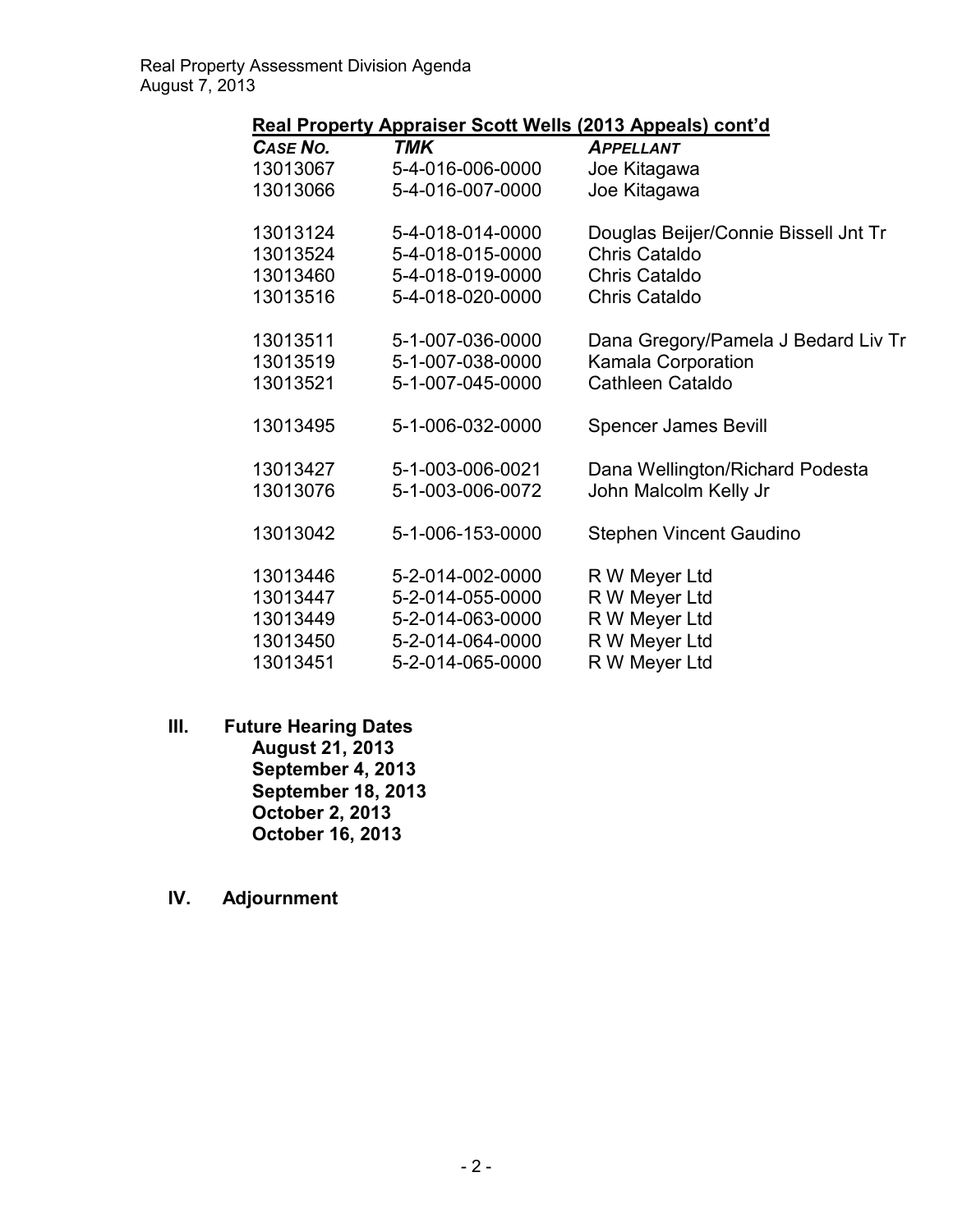**Real Property Appraiser Scott Wells (2013 Appeals) cont'd**

| *CASE NO.* | *TMK* | *APPELLANT* |
|---|---|---|
| 13013067 | 5-4-016-006-0000 | Joe Kitagawa |
| 13013066 | 5-4-016-007-0000 | Joe Kitagawa |
| 13013124 | 5-4-018-014-0000 | Douglas Beijer/Connie Bissell Jnt Tr |
| 13013524 | 5-4-018-015-0000 | Chris Cataldo |
| 13013460 | 5-4-018-019-0000 | Chris Cataldo |
| 13013516 | 5-4-018-020-0000 | Chris Cataldo |
| 13013511 | 5-1-007-036-0000 | Dana Gregory/Pamela J Bedard Liv Tr |
| 13013519 | 5-1-007-038-0000 | Kamala Corporation |
| 13013521 | 5-1-007-045-0000 | Cathleen Cataldo |
| 13013495 | 5-1-006-032-0000 | Spencer James Bevill |
| 13013427 | 5-1-003-006-0021 | Dana Wellington/Richard Podesta |
| 13013076 | 5-1-003-006-0072 | John Malcolm Kelly Jr |
| 13013042 | 5-1-006-153-0000 | Stephen Vincent Gaudino |
| 13013446 | 5-2-014-002-0000 | R W Meyer Ltd |
| 13013447 | 5-2-014-055-0000 | R W Meyer Ltd |
| 13013449 | 5-2-014-063-0000 | R W Meyer Ltd |
| 13013450 | 5-2-014-064-0000 | R W Meyer Ltd |
| 13013451 | 5-2-014-065-0000 | R W Meyer Ltd |

**III. Future Hearing Dates**

**August 21, 2013**
**September 4, 2013**
**September 18, 2013**
**October 2, 2013**
**October 16, 2013**

**IV. Adjournment**